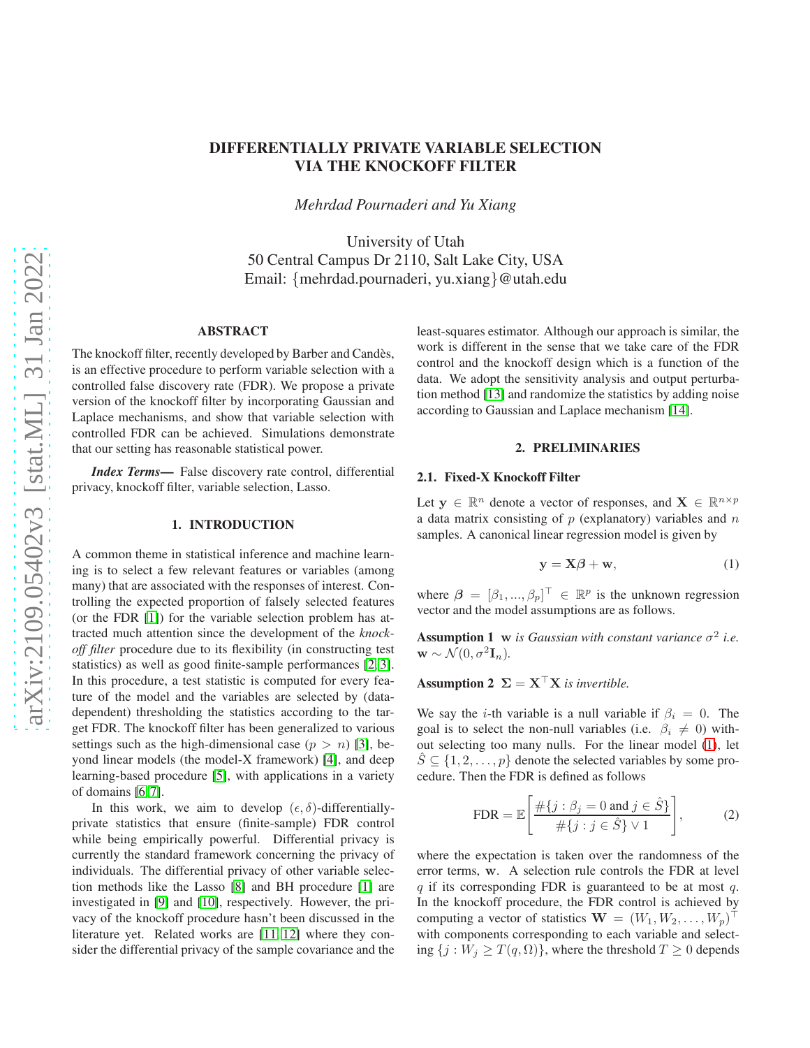# DIFFERENTIALLY PRIVATE VARIABLE SELECTION VIA THE KNOCKOFF FILTER

*Mehrdad Pournaderi and Yu Xiang*

University of Utah
50 Central Campus Dr 2110, Salt Lake City, USA
Email: {mehrdad.pournaderi, yu.xiang}@utah.edu

## ABSTRACT

The knockoff filter, recently developed by Barber and Candès, is an effective procedure to perform variable selection with a controlled false discovery rate (FDR). We propose a private version of the knockoff filter by incorporating Gaussian and Laplace mechanisms, and show that variable selection with controlled FDR can be achieved. Simulations demonstrate that our setting has reasonable statistical power.

***Index Terms*—** False discovery rate control, differential privacy, knockoff filter, variable selection, Lasso.

## 1. INTRODUCTION

A common theme in statistical inference and machine learning is to select a few relevant features or variables (among many) that are associated with the responses of interest. Controlling the expected proportion of falsely selected features (or the FDR [1]) for the variable selection problem has attracted much attention since the development of the *knockoff filter* procedure due to its flexibility (in constructing test statistics) as well as good finite-sample performances [2, 3]. In this procedure, a test statistic is computed for every feature of the model and the variables are selected by (data-dependent) thresholding the statistics according to the target FDR. The knockoff filter has been generalized to various settings such as the high-dimensional case ($p > n$) [3], beyond linear models (the model-X framework) [4], and deep learning-based procedure [5], with applications in a variety of domains [6, 7].

In this work, we aim to develop $(\epsilon, \delta)$-differentially-private statistics that ensure (finite-sample) FDR control while being empirically powerful. Differential privacy is currently the standard framework concerning the privacy of individuals. The differential privacy of other variable selection methods like the Lasso [8] and BH procedure [1] are investigated in [9] and [10], respectively. However, the privacy of the knockoff procedure hasn't been discussed in the literature yet. Related works are [11, 12] where they consider the differential privacy of the sample covariance and the least-squares estimator. Although our approach is similar, the work is different in the sense that we take care of the FDR control and the knockoff design which is a function of the data. We adopt the sensitivity analysis and output perturbation method [13] and randomize the statistics by adding noise according to Gaussian and Laplace mechanism [14].

## 2. PRELIMINARIES

### 2.1. Fixed-X Knockoff Filter

Let $\mathbf{y} \in \mathbb{R}^n$ denote a vector of responses, and $\mathbf{X} \in \mathbb{R}^{n \times p}$ a data matrix consisting of $p$ (explanatory) variables and $n$ samples. A canonical linear regression model is given by

$$\mathbf{y} = \mathbf{X}\boldsymbol{\beta} + \mathbf{w}, \tag{1}$$

where $\boldsymbol{\beta} = [\beta_1, ..., \beta_p]^\top \in \mathbb{R}^p$ is the unknown regression vector and the model assumptions are as follows.

**Assumption 1** *$\mathbf{w}$ is Gaussian with constant variance $\sigma^2$ i.e. $\mathbf{w} \sim \mathcal{N}(0, \sigma^2 \mathbf{I}_n)$.*

**Assumption 2** *$\boldsymbol{\Sigma} = \mathbf{X}^\top \mathbf{X}$ is invertible.*

We say the $i$-th variable is a null variable if $\beta_i = 0$. The goal is to select the non-null variables (i.e. $\beta_i \neq 0$) without selecting too many nulls. For the linear model (1), let $\hat{S} \subseteq \{1, 2, \ldots, p\}$ denote the selected variables by some procedure. Then the FDR is defined as follows

$$\text{FDR} = \mathbb{E}\left[\frac{\#\{j : \beta_j = 0 \text{ and } j \in \hat{S}\}}{\#\{j : j \in \hat{S}\} \vee 1}\right], \tag{2}$$

where the expectation is taken over the randomness of the error terms, $\mathbf{w}$. A selection rule controls the FDR at level $q$ if its corresponding FDR is guaranteed to be at most $q$. In the knockoff procedure, the FDR control is achieved by computing a vector of statistics $\mathbf{W} = (W_1, W_2, \ldots, W_p)^\top$ with components corresponding to each variable and selecting $\{j : W_j \geq T(q, \Omega)\}$, where the threshold $T \geq 0$ depends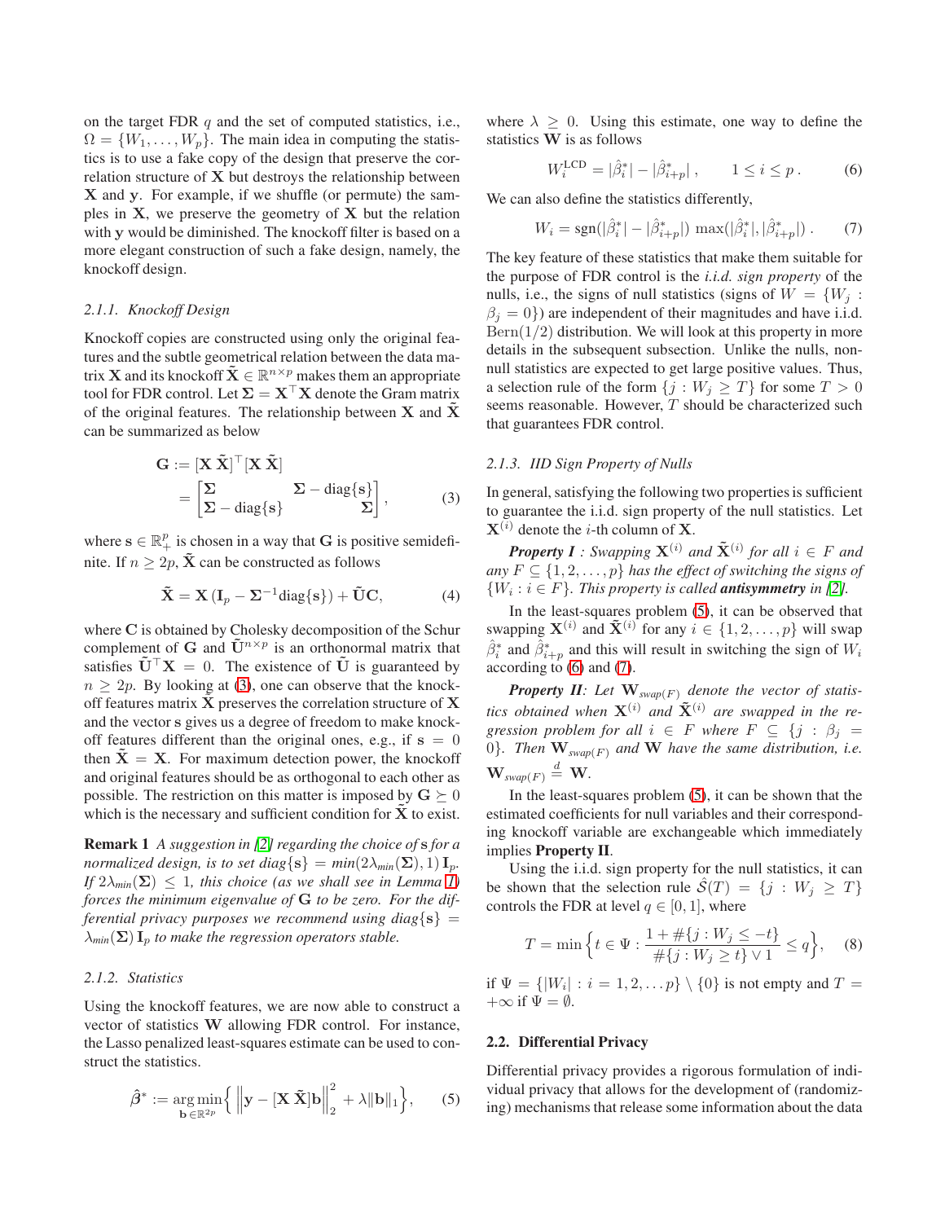on the target FDR $q$ and the set of computed statistics, i.e., $\Omega = \{W_1, \ldots, W_p\}$. The main idea in computing the statistics is to use a fake copy of the design that preserve the correlation structure of $\mathbf{X}$ but destroys the relationship between $\mathbf{X}$ and $\mathbf{y}$. For example, if we shuffle (or permute) the samples in $\mathbf{X}$, we preserve the geometry of $\mathbf{X}$ but the relation with $\mathbf{y}$ would be diminished. The knockoff filter is based on a more elegant construction of such a fake design, namely, the knockoff design.

#### 2.1.1. Knockoff Design

Knockoff copies are constructed using only the original features and the subtle geometrical relation between the data matrix $\mathbf{X}$ and its knockoff $\tilde{\mathbf{X}} \in \mathbb{R}^{n \times p}$ makes them an appropriate tool for FDR control. Let $\mathbf{\Sigma} = \mathbf{X}^\top \mathbf{X}$ denote the Gram matrix of the original features. The relationship between $\mathbf{X}$ and $\tilde{\mathbf{X}}$ can be summarized as below

$$
\begin{aligned}
\mathbf{G} &:= [\mathbf{X}\ \tilde{\mathbf{X}}]^\top [\mathbf{X}\ \tilde{\mathbf{X}}] \\
&= \begin{bmatrix} \mathbf{\Sigma} & \mathbf{\Sigma} - \mathrm{diag}\{\mathbf{s}\} \\ \mathbf{\Sigma} - \mathrm{diag}\{\mathbf{s}\} & \mathbf{\Sigma} \end{bmatrix}, \qquad (3)
\end{aligned}
$$

where $\mathbf{s} \in \mathbb{R}_+^p$ is chosen in a way that $\mathbf{G}$ is positive semidefinite. If $n \geq 2p$, $\tilde{\mathbf{X}}$ can be constructed as follows

$$
\tilde{\mathbf{X}} = \mathbf{X}\left(\mathbf{I}_p - \mathbf{\Sigma}^{-1}\mathrm{diag}\{\mathbf{s}\}\right) + \tilde{\mathbf{U}}\mathbf{C}, \qquad (4)
$$

where $\mathbf{C}$ is obtained by Cholesky decomposition of the Schur complement of $\mathbf{G}$ and $\tilde{\mathbf{U}}^{n \times p}$ is an orthonormal matrix that satisfies $\tilde{\mathbf{U}}^\top \mathbf{X} = 0$. The existence of $\tilde{\mathbf{U}}$ is guaranteed by $n \geq 2p$. By looking at (3), one can observe that the knockoff features matrix $\tilde{\mathbf{X}}$ preserves the correlation structure of $\mathbf{X}$ and the vector $\mathbf{s}$ gives us a degree of freedom to make knockoff features different than the original ones, e.g., if $\mathbf{s} = 0$ then $\tilde{\mathbf{X}} = \mathbf{X}$. For maximum detection power, the knockoff and original features should be as orthogonal to each other as possible. The restriction on this matter is imposed by $\mathbf{G} \succeq 0$ which is the necessary and sufficient condition for $\tilde{\mathbf{X}}$ to exist.

**Remark 1** *A suggestion in [2] regarding the choice of* $\mathbf{s}$ *for a normalized design, is to set* $\mathrm{diag}\{\mathbf{s}\} = \min(2\lambda_{min}(\mathbf{\Sigma}), 1)\,\mathbf{I}_p$. *If* $2\lambda_{min}(\mathbf{\Sigma}) \leq 1$, *this choice (as we shall see in Lemma 1) forces the minimum eigenvalue of* $\mathbf{G}$ *to be zero. For the differential privacy purposes we recommend using* $\mathrm{diag}\{\mathbf{s}\} = \lambda_{min}(\mathbf{\Sigma})\,\mathbf{I}_p$ *to make the regression operators stable.*

#### 2.1.2. Statistics

Using the knockoff features, we are now able to construct a vector of statistics $\mathbf{W}$ allowing FDR control. For instance, the Lasso penalized least-squares estimate can be used to construct the statistics.

$$
\hat{\boldsymbol{\beta}}^* := \underset{\mathbf{b} \in \mathbb{R}^{2p}}{\arg\min} \left\{ \left\| \mathbf{y} - [\mathbf{X}\ \tilde{\mathbf{X}}]\mathbf{b} \right\|_2^2 + \lambda \|\mathbf{b}\|_1 \right\}, \qquad (5)
$$

where $\lambda \geq 0$. Using this estimate, one way to define the statistics $\mathbf{W}$ is as follows

$$
W_i^{\mathrm{LCD}} = |\hat{\beta}_i^*| - |\hat{\beta}_{i+p}^*|\,, \qquad 1 \leq i \leq p\,. \qquad (6)
$$

We can also define the statistics differently,

$$
W_i = \mathrm{sgn}(|\hat{\beta}_i^*| - |\hat{\beta}_{i+p}^*|)\ \max(|\hat{\beta}_i^*|, |\hat{\beta}_{i+p}^*|)\,. \qquad (7)
$$

The key feature of these statistics that make them suitable for the purpose of FDR control is the *i.i.d. sign property* of the nulls, i.e., the signs of null statistics (signs of $W = \{W_j : \beta_j = 0\}$) are independent of their magnitudes and have i.i.d. $\mathrm{Bern}(1/2)$ distribution. We will look at this property in more details in the subsequent subsection. Unlike the nulls, non-null statistics are expected to get large positive values. Thus, a selection rule of the form $\{j : W_j \geq T\}$ for some $T > 0$ seems reasonable. However, $T$ should be characterized such that guarantees FDR control.

#### 2.1.3. IID Sign Property of Nulls

In general, satisfying the following two properties is sufficient to guarantee the i.i.d. sign property of the null statistics. Let $\mathbf{X}^{(i)}$ denote the $i$-th column of $\mathbf{X}$.

***Property I*** *: Swapping* $\mathbf{X}^{(i)}$ *and* $\tilde{\mathbf{X}}^{(i)}$ *for all* $i \in F$ *and any* $F \subseteq \{1, 2, \ldots, p\}$ *has the effect of switching the signs of* $\{W_i : i \in F\}$. *This property is called* ***antisymmetry*** *in [2].*

In the least-squares problem (5), it can be observed that swapping $\mathbf{X}^{(i)}$ and $\tilde{\mathbf{X}}^{(i)}$ for any $i \in \{1, 2, \ldots, p\}$ will swap $\hat{\beta}_i^*$ and $\hat{\beta}_{i+p}^*$ and this will result in switching the sign of $W_i$ according to (6) and (7).

***Property II****: Let* $\mathbf{W}_{swap(F)}$ *denote the vector of statistics obtained when* $\mathbf{X}^{(i)}$ *and* $\tilde{\mathbf{X}}^{(i)}$ *are swapped in the regression problem for all* $i \in F$ *where* $F \subseteq \{j : \beta_j = 0\}$. *Then* $\mathbf{W}_{swap(F)}$ *and* $\mathbf{W}$ *have the same distribution, i.e.* $\mathbf{W}_{swap(F)} \overset{d}{=} \mathbf{W}$.

In the least-squares problem (5), it can be shown that the estimated coefficients for null variables and their corresponding knockoff variable are exchangeable which immediately implies **Property II**.

Using the i.i.d. sign property for the null statistics, it can be shown that the selection rule $\hat{\mathcal{S}}(T) = \{j : W_j \geq T\}$ controls the FDR at level $q \in [0, 1]$, where

$$
T = \min\left\{ t \in \Psi : \frac{1 + \#\{j : W_j \leq -t\}}{\#\{j : W_j \geq t\} \vee 1} \leq q \right\}, \qquad (8)
$$

if $\Psi = \{|W_i| : i = 1, 2, \ldots p\} \setminus \{0\}$ is not empty and $T = +\infty$ if $\Psi = \emptyset$.

### 2.2. Differential Privacy

Differential privacy provides a rigorous formulation of individual privacy that allows for the development of (randomizing) mechanisms that release some information about the data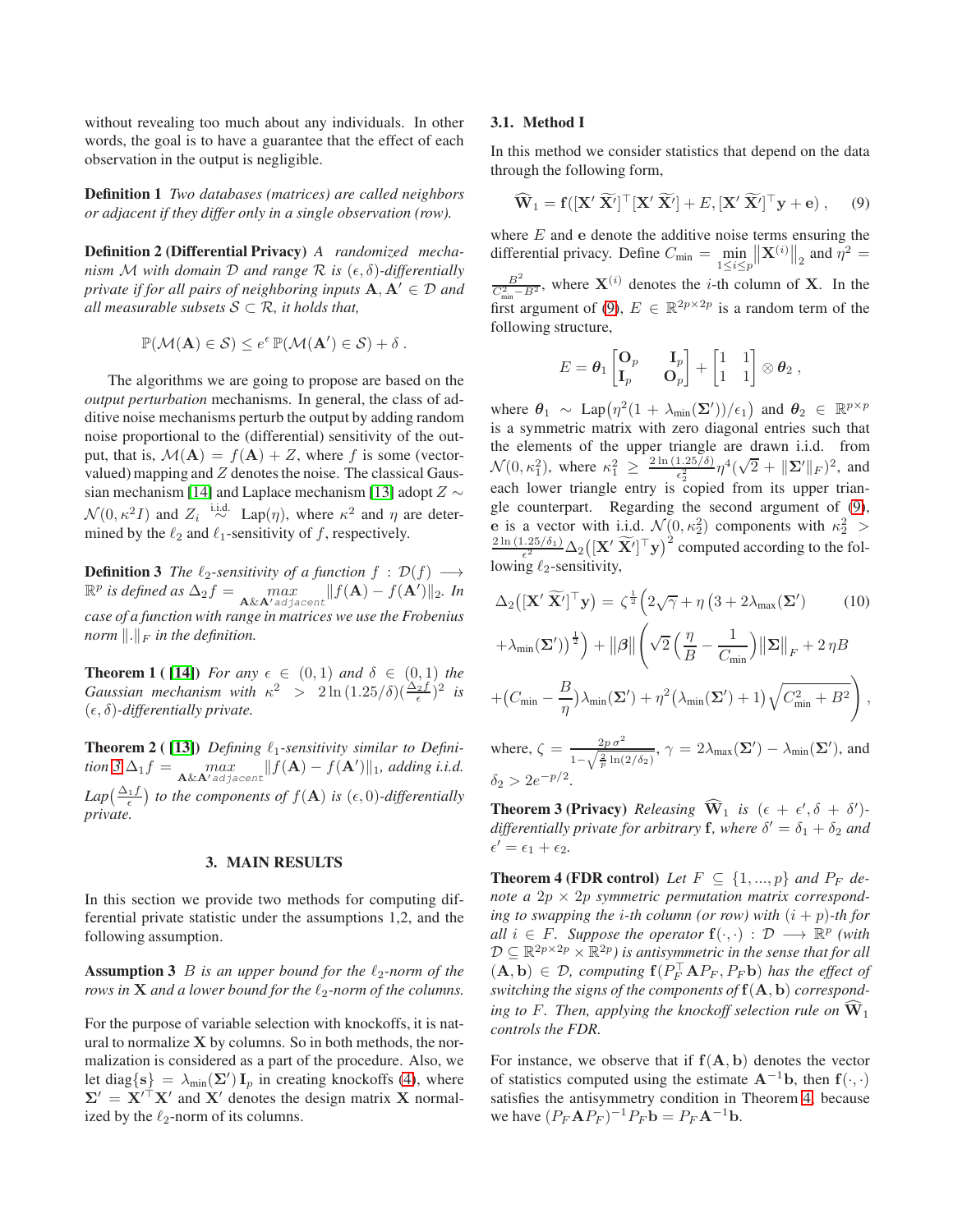without revealing too much about any individuals. In other words, the goal is to have a guarantee that the effect of each observation in the output is negligible.

**Definition 1** *Two databases (matrices) are called neighbors or adjacent if they differ only in a single observation (row).*

**Definition 2 (Differential Privacy)** *A randomized mechanism $\mathcal{M}$ with domain $\mathcal{D}$ and range $\mathcal{R}$ is $(\epsilon, \delta)$-differentially private if for all pairs of neighboring inputs $\mathbf{A}, \mathbf{A}' \in \mathcal{D}$ and all measurable subsets $\mathcal{S} \subset \mathcal{R}$, it holds that,*

$$\mathbb{P}(\mathcal{M}(\mathbf{A}) \in \mathcal{S}) \leq e^{\epsilon}\, \mathbb{P}(\mathcal{M}(\mathbf{A}') \in \mathcal{S}) + \delta\,.$$

The algorithms we are going to propose are based on the *output perturbation* mechanisms. In general, the class of additive noise mechanisms perturb the output by adding random noise proportional to the (differential) sensitivity of the output, that is, $\mathcal{M}(\mathbf{A}) = f(\mathbf{A}) + Z$, where $f$ is some (vector-valued) mapping and $Z$ denotes the noise. The classical Gaussian mechanism [14] and Laplace mechanism [13] adopt $Z \sim \mathcal{N}(0, \kappa^2 I)$ and $Z_i \overset{\text{i.i.d.}}{\sim} \text{Lap}(\eta)$, where $\kappa^2$ and $\eta$ are determined by the $\ell_2$ and $\ell_1$-sensitivity of $f$, respectively.

**Definition 3** *The $\ell_2$-sensitivity of a function $f : \mathcal{D}(f) \longrightarrow \mathbb{R}^p$ is defined as $\Delta_2 f = \max_{\mathbf{A}\&\mathbf{A}'\, adjacent} \|f(\mathbf{A}) - f(\mathbf{A}')\|_2$. In case of a function with range in matrices we use the Frobenius norm $\|.\|_F$ in the definition.*

**Theorem 1 ( [14])** *For any $\epsilon \in (0,1)$ and $\delta \in (0,1)$ the Gaussian mechanism with $\kappa^2 > 2\ln(1.25/\delta)(\frac{\Delta_2 f}{\epsilon})^2$ is $(\epsilon, \delta)$-differentially private.*

**Theorem 2 ( [13])** *Defining $\ell_1$-sensitivity similar to Definition 3 $\Delta_1 f = \max_{\mathbf{A}\&\mathbf{A}'\, adjacent} \|f(\mathbf{A}) - f(\mathbf{A}')\|_1$, adding i.i.d. Lap$(\frac{\Delta_1 f}{\epsilon})$ to the components of $f(\mathbf{A})$ is $(\epsilon, 0)$-differentially private.*

## 3. MAIN RESULTS

In this section we provide two methods for computing differential private statistic under the assumptions 1,2, and the following assumption.

**Assumption 3** *$B$ is an upper bound for the $\ell_2$-norm of the rows in $\mathbf{X}$ and a lower bound for the $\ell_2$-norm of the columns.*

For the purpose of variable selection with knockoffs, it is natural to normalize $\mathbf{X}$ by columns. So in both methods, the normalization is considered as a part of the procedure. Also, we let $\text{diag}\{\mathbf{s}\} = \lambda_{\min}(\mathbf{\Sigma}')\,\mathbf{I}_p$ in creating knockoffs (4), where $\mathbf{\Sigma}' = \mathbf{X}'^{\top}\mathbf{X}'$ and $\mathbf{X}'$ denotes the design matrix $\mathbf{X}$ normalized by the $\ell_2$-norm of its columns.

### 3.1. Method I

In this method we consider statistics that depend on the data through the following form,

$$\widehat{\mathbf{W}}_1 = \mathbf{f}([\mathbf{X}'\ \widetilde{\mathbf{X}}']^{\top}[\mathbf{X}'\ \widetilde{\mathbf{X}}'] + E, [\mathbf{X}'\ \widetilde{\mathbf{X}}']^{\top}\mathbf{y} + \mathbf{e})\,, \qquad (9)$$

where $E$ and $\mathbf{e}$ denote the additive noise terms ensuring the differential privacy. Define $C_{\min} = \min_{1\leq i\leq p} \left\|\mathbf{X}^{(i)}\right\|_2$ and $\eta^2 = \frac{B^2}{C_{\min}^2 - B^2}$, where $\mathbf{X}^{(i)}$ denotes the $i$-th column of $\mathbf{X}$. In the first argument of (9), $E \in \mathbb{R}^{2p\times 2p}$ is a random term of the following structure,

$$E = \boldsymbol{\theta}_1 \begin{bmatrix} \mathbf{O}_p & \mathbf{I}_p \\ \mathbf{I}_p & \mathbf{O}_p \end{bmatrix} + \begin{bmatrix} 1 & 1 \\ 1 & 1 \end{bmatrix} \otimes \boldsymbol{\theta}_2\,,$$

where $\boldsymbol{\theta}_1 \sim \text{Lap}\big(\eta^2(1 + \lambda_{\min}(\mathbf{\Sigma}'))/\epsilon_1\big)$ and $\boldsymbol{\theta}_2 \in \mathbb{R}^{p\times p}$ is a symmetric matrix with zero diagonal entries such that the elements of the upper triangle are drawn i.i.d. from $\mathcal{N}(0, \kappa_1^2)$, where $\kappa_1^2 \geq \frac{2\ln(1.25/\delta)}{\epsilon_2^2}\eta^4(\sqrt{2} + \|\mathbf{\Sigma}'\|_F)^2$, and each lower triangle entry is copied from its upper triangle counterpart. Regarding the second argument of (9), $\mathbf{e}$ is a vector with i.i.d. $\mathcal{N}(0, \kappa_2^2)$ components with $\kappa_2^2 > \frac{2\ln(1.25/\delta_1)}{\epsilon^2}\Delta_2\big([\mathbf{X}'\ \widetilde{\mathbf{X}}']^{\top}\mathbf{y}\big)^2$ computed according to the following $\ell_2$-sensitivity,

$$\begin{aligned}
\Delta_2\big([\mathbf{X}'\ \widetilde{\mathbf{X}}']^{\top}\mathbf{y}\big) &= \zeta^{\frac{1}{2}}\Big(2\sqrt{\gamma} + \eta\,\big(3 + 2\lambda_{\max}(\mathbf{\Sigma}') \qquad (10)\\
&+ \lambda_{\min}(\mathbf{\Sigma}')\big)^{\frac{1}{2}}\Big) + \|\boldsymbol{\beta}\|\Bigg(\sqrt{2}\Big(\frac{\eta}{B} - \frac{1}{C_{\min}}\Big)\|\mathbf{\Sigma}\|_F + 2\,\eta B \\
&+ \Big(C_{\min} - \frac{B}{\eta}\Big)\lambda_{\min}(\mathbf{\Sigma}') + \eta^2\big(\lambda_{\min}(\mathbf{\Sigma}') + 1\big)\sqrt{C_{\min}^2 + B^2}\Bigg)\,,
\end{aligned}$$

where, $\zeta = \frac{2p\,\sigma^2}{1 - \sqrt{\frac{2}{p}\ln(2/\delta_2)}}$, $\gamma = 2\lambda_{\max}(\mathbf{\Sigma}') - \lambda_{\min}(\mathbf{\Sigma}')$, and $\delta_2 > 2e^{-p/2}$.

**Theorem 3 (Privacy)** *Releasing $\widehat{\mathbf{W}}_1$ is $(\epsilon + \epsilon', \delta + \delta')$-differentially private for arbitrary $\mathbf{f}$, where $\delta' = \delta_1 + \delta_2$ and $\epsilon' = \epsilon_1 + \epsilon_2$.*

**Theorem 4 (FDR control)** *Let $F \subseteq \{1, ..., p\}$ and $P_F$ denote a $2p \times 2p$ symmetric permutation matrix corresponding to swapping the $i$-th column (or row) with $(i+p)$-th for all $i \in F$. Suppose the operator $\mathbf{f}(\cdot,\cdot) : \mathcal{D} \longrightarrow \mathbb{R}^p$ (with $\mathcal{D} \subseteq \mathbb{R}^{2p\times 2p} \times \mathbb{R}^{2p}$) is antisymmetric in the sense that for all $(\mathbf{A}, \mathbf{b}) \in \mathcal{D}$, computing $\mathbf{f}(P_F^{\top}\mathbf{A}P_F, P_F\mathbf{b})$ has the effect of switching the signs of the components of $\mathbf{f}(\mathbf{A}, \mathbf{b})$ corresponding to $F$. Then, applying the knockoff selection rule on $\widehat{\mathbf{W}}_1$ controls the FDR.*

For instance, we observe that if $\mathbf{f}(\mathbf{A}, \mathbf{b})$ denotes the vector of statistics computed using the estimate $\mathbf{A}^{-1}\mathbf{b}$, then $\mathbf{f}(\cdot,\cdot)$ satisfies the antisymmetry condition in Theorem 4, because we have $(P_F\mathbf{A}P_F)^{-1}P_F\mathbf{b} = P_F\mathbf{A}^{-1}\mathbf{b}$.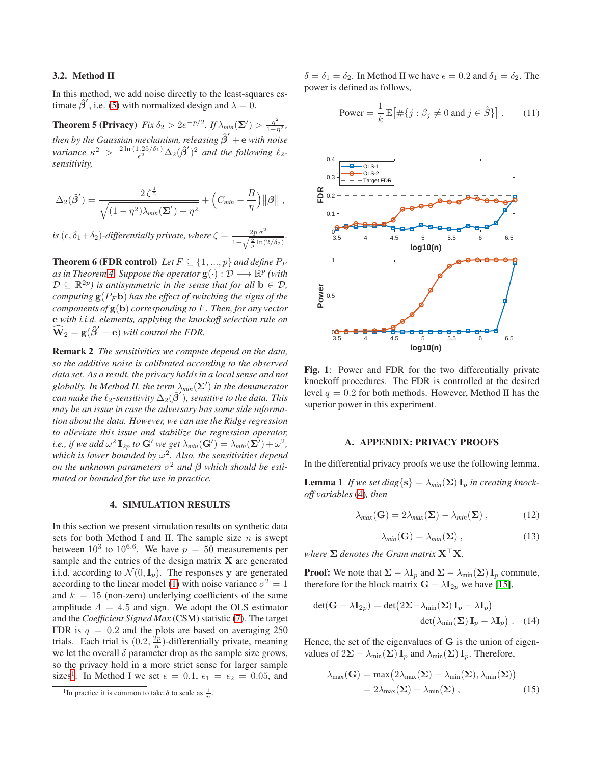### 3.2. Method II

In this method, we add noise directly to the least-squares estimate $\hat{\boldsymbol{\beta}}'$, i.e. (5) with normalized design and $\lambda = 0$.

**Theorem 5 (Privacy)** *Fix $\delta_2 > 2e^{-p/2}$. If $\lambda_{min}(\boldsymbol{\Sigma}') > \frac{\eta^2}{1-\eta^2}$, then by the Gaussian mechanism, releasing $\hat{\boldsymbol{\beta}}' + \mathbf{e}$ with noise variance $\kappa^2 > \frac{2\ln(1.25/\delta_1)}{\epsilon^2}\Delta_2(\hat{\boldsymbol{\beta}}')^2$ and the following $\ell_2$-sensitivity,*

$$\Delta_2(\hat{\boldsymbol{\beta}}') = \frac{2\,\zeta^{\frac{1}{2}}}{\sqrt{(1-\eta^2)\lambda_{min}(\boldsymbol{\Sigma}') - \eta^2}} + \left(C_{min} - \frac{B}{\eta}\right)\|\boldsymbol{\beta}\|\,,$$

*is $(\epsilon, \delta_1+\delta_2)$-differentially private, where $\zeta = \frac{2p\,\sigma^2}{1-\sqrt{\frac{2}{p}\ln(2/\delta_2)}}$.*

**Theorem 6 (FDR control)** *Let $F \subseteq \{1, ..., p\}$ and define $P_F$ as in Theorem 4. Suppose the operator $\mathbf{g}(\cdot) : \mathcal{D} \longrightarrow \mathbb{R}^p$ (with $\mathcal{D} \subseteq \mathbb{R}^{2p}$) is antisymmetric in the sense that for all $\mathbf{b} \in \mathcal{D}$, computing $\mathbf{g}(P_F\mathbf{b})$ has the effect of switching the signs of the components of $\mathbf{g}(\mathbf{b})$ corresponding to $F$. Then, for any vector $\mathbf{e}$ with i.i.d. elements, applying the knockoff selection rule on $\widehat{\mathbf{W}}_2 = \mathbf{g}(\hat{\boldsymbol{\beta}}' + \mathbf{e})$ will control the FDR.*

**Remark 2** *The sensitivities we compute depend on the data, so the additive noise is calibrated according to the observed data set. As a result, the privacy holds in a local sense and not globally. In Method II, the term $\lambda_{min}(\boldsymbol{\Sigma}')$ in the denumerator can make the $\ell_2$-sensitivity $\Delta_2(\hat{\boldsymbol{\beta}}')$, sensitive to the data. This may be an issue in case the adversary has some side information about the data. However, we can use the Ridge regression to alleviate this issue and stabilize the regression operator, i.e., if we add $\omega^2\mathbf{I}_{2p}$ to $\mathbf{G}'$ we get $\lambda_{min}(\mathbf{G}') = \lambda_{min}(\boldsymbol{\Sigma}') + \omega^2$, which is lower bounded by $\omega^2$. Also, the sensitivities depend on the unknown parameters $\sigma^2$ and $\boldsymbol{\beta}$ which should be estimated or bounded for the use in practice.*

## 4. SIMULATION RESULTS

In this section we present simulation results on synthetic data sets for both Method I and II. The sample size $n$ is swept between $10^3$ to $10^{6.6}$. We have $p = 50$ measurements per sample and the entries of the design matrix $\mathbf{X}$ are generated i.i.d. according to $\mathcal{N}(0, \mathbf{I}_p)$. The responses $\mathbf{y}$ are generated according to the linear model (1) with noise variance $\sigma^2 = 1$ and $k = 15$ (non-zero) underlying coefficients of the same amplitude $A = 4.5$ and sign. We adopt the OLS estimator and the *Coefficient Signed Max* (CSM) statistic (7). The target FDR is $q = 0.2$ and the plots are based on averaging 250 trials. Each trial is $(0.2, \frac{2p}{n})$-differentially private, meaning we let the overall $\delta$ parameter drop as the sample size grows, so the privacy hold in a more strict sense for larger sample sizes[1]. In Method I we set $\epsilon = 0.1$, $\epsilon_1 = \epsilon_2 = 0.05$, and $\delta = \delta_1 = \delta_2$. In Method II we have $\epsilon = 0.2$ and $\delta_1 = \delta_2$. The power is defined as follows,

$$\text{Power} = \frac{1}{k}\,\mathbb{E}\big[\#\{j : \beta_j \neq 0 \text{ and } j \in \hat{S}\}\big]\,. \tag{11}$$

**Fig. 1**: Power and FDR for the two differentially private knockoff procedures. The FDR is controlled at the desired level $q = 0.2$ for both methods. However, Method II has the superior power in this experiment.

## A. APPENDIX: PRIVACY PROOFS

In the differential privacy proofs we use the following lemma.

**Lemma 1** *If we set $diag\{\mathbf{s}\} = \lambda_{min}(\boldsymbol{\Sigma})\,\mathbf{I}_p$ in creating knockoff variables (4), then*

$$\lambda_{max}(\mathbf{G}) = 2\lambda_{max}(\boldsymbol{\Sigma}) - \lambda_{min}(\boldsymbol{\Sigma})\,, \tag{12}$$

$$\lambda_{min}(\mathbf{G}) = \lambda_{min}(\boldsymbol{\Sigma})\,, \tag{13}$$

*where $\boldsymbol{\Sigma}$ denotes the Gram matrix $\mathbf{X}^\top\mathbf{X}$.*

**Proof:** We note that $\boldsymbol{\Sigma} - \lambda\mathbf{I}_p$ and $\boldsymbol{\Sigma} - \lambda_{\min}(\boldsymbol{\Sigma})\,\mathbf{I}_p$ commute, therefore for the block matrix $\mathbf{G} - \lambda\mathbf{I}_{2p}$ we have [15],

$$\det(\mathbf{G} - \lambda\mathbf{I}_{2p}) = \det\big(2\boldsymbol{\Sigma} - \lambda_{\min}(\boldsymbol{\Sigma})\,\mathbf{I}_p - \lambda\mathbf{I}_p\big)\det\big(\lambda_{\min}(\boldsymbol{\Sigma})\,\mathbf{I}_p - \lambda\mathbf{I}_p\big)\,. \tag{14}$$

Hence, the set of the eigenvalues of $\mathbf{G}$ is the union of eigenvalues of $2\boldsymbol{\Sigma} - \lambda_{\min}(\boldsymbol{\Sigma})\,\mathbf{I}_p$ and $\lambda_{\min}(\boldsymbol{\Sigma})\,\mathbf{I}_p$. Therefore,

$$\begin{aligned}\lambda_{\max}(\mathbf{G}) &= \max\big(2\lambda_{\max}(\boldsymbol{\Sigma}) - \lambda_{\min}(\boldsymbol{\Sigma}), \lambda_{\min}(\boldsymbol{\Sigma})\big)\\ &= 2\lambda_{\max}(\boldsymbol{\Sigma}) - \lambda_{\min}(\boldsymbol{\Sigma})\,,\end{aligned} \tag{15}$$

[1] In practice it is common to take $\delta$ to scale as $\frac{1}{n}$.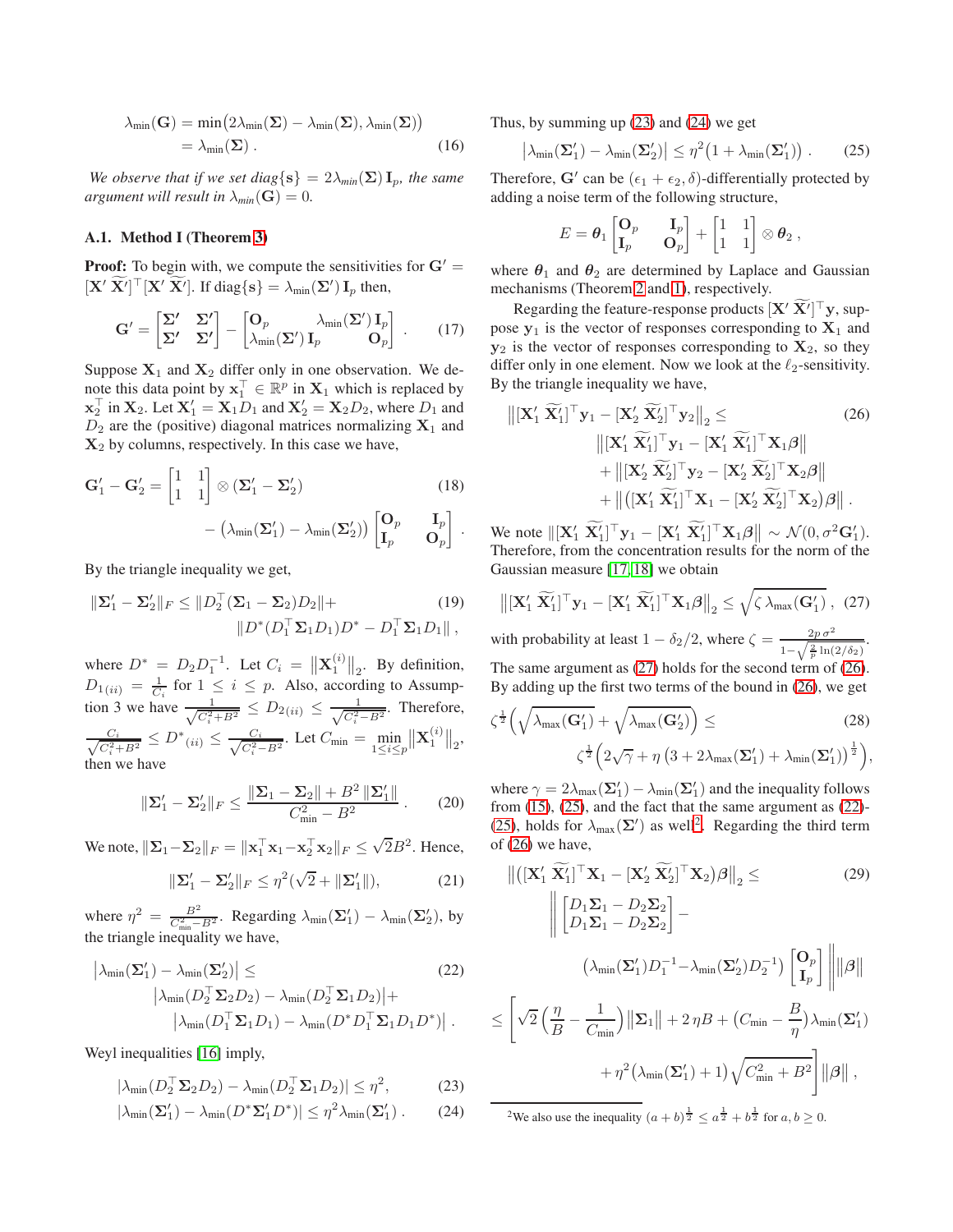$$
\begin{aligned}
\lambda_{\min}(\mathbf{G}) &= \min\big(2\lambda_{\min}(\boldsymbol{\Sigma}) - \lambda_{\min}(\boldsymbol{\Sigma}), \lambda_{\min}(\boldsymbol{\Sigma})\big) \\
&= \lambda_{\min}(\boldsymbol{\Sigma}) \; . 
\end{aligned} \tag{16}
$$

*We observe that if we set $diag\{\mathbf{s}\} = 2\lambda_{min}(\boldsymbol{\Sigma})\,\mathbf{I}_p$, the same argument will result in $\lambda_{min}(\mathbf{G}) = 0$.*

### A.1. Method I (Theorem 3)

**Proof:** To begin with, we compute the sensitivities for $\mathbf{G}' = [\mathbf{X}'\ \widetilde{\mathbf{X}}']^\top[\mathbf{X}'\ \widetilde{\mathbf{X}}']$. If $\mathrm{diag}\{\mathbf{s}\} = \lambda_{\min}(\boldsymbol{\Sigma}')\,\mathbf{I}_p$ then,

$$
\mathbf{G}' = \begin{bmatrix} \boldsymbol{\Sigma}' & \boldsymbol{\Sigma}' \\ \boldsymbol{\Sigma}' & \boldsymbol{\Sigma}' \end{bmatrix} - \begin{bmatrix} \mathbf{O}_p & \lambda_{\min}(\boldsymbol{\Sigma}')\,\mathbf{I}_p \\ \lambda_{\min}(\boldsymbol{\Sigma}')\,\mathbf{I}_p & \mathbf{O}_p \end{bmatrix} . \tag{17}
$$

Suppose $\mathbf{X}_1$ and $\mathbf{X}_2$ differ only in one observation. We denote this data point by $\mathbf{x}_1^\top \in \mathbb{R}^p$ in $\mathbf{X}_1$ which is replaced by $\mathbf{x}_2^\top$ in $\mathbf{X}_2$. Let $\mathbf{X}_1' = \mathbf{X}_1 D_1$ and $\mathbf{X}_2' = \mathbf{X}_2 D_2$, where $D_1$ and $D_2$ are the (positive) diagonal matrices normalizing $\mathbf{X}_1$ and $\mathbf{X}_2$ by columns, respectively. In this case we have,

$$
\begin{aligned}
\mathbf{G}_1' - \mathbf{G}_2' &= \begin{bmatrix} 1 & 1 \\ 1 & 1 \end{bmatrix} \otimes (\boldsymbol{\Sigma}_1' - \boldsymbol{\Sigma}_2') \\
&\quad - \big(\lambda_{\min}(\boldsymbol{\Sigma}_1') - \lambda_{\min}(\boldsymbol{\Sigma}_2')\big) \begin{bmatrix} \mathbf{O}_p & \mathbf{I}_p \\ \mathbf{I}_p & \mathbf{O}_p \end{bmatrix} .
\end{aligned} \tag{18}
$$

By the triangle inequality we get,

$$
\begin{aligned}
\|\boldsymbol{\Sigma}_1' - \boldsymbol{\Sigma}_2'\|_F &\le \|D_2^\top(\boldsymbol{\Sigma}_1 - \boldsymbol{\Sigma}_2)D_2\| + \\
&\qquad \|D^*(D_1^\top \boldsymbol{\Sigma}_1 D_1)D^* - D_1^\top \boldsymbol{\Sigma}_1 D_1\| ,
\end{aligned} \tag{19}
$$

where $D^* = D_2 D_1^{-1}$. Let $C_i = \big\|\mathbf{X}_1^{(i)}\big\|_2$. By definition, $D_{1(ii)} = \frac{1}{C_i}$ for $1 \le i \le p$. Also, according to Assumption 3 we have $\frac{1}{\sqrt{C_i^2+B^2}} \le D_{2(ii)} \le \frac{1}{\sqrt{C_i^2-B^2}}$. Therefore, $\frac{C_i}{\sqrt{C_i^2+B^2}} \le D^*{}_{(ii)} \le \frac{C_i}{\sqrt{C_i^2-B^2}}$. Let $C_{\min} = \min_{1\le i\le p}\big\|\mathbf{X}_1^{(i)}\big\|_2$, then we have

$$
\|\boldsymbol{\Sigma}_1' - \boldsymbol{\Sigma}_2'\|_F \le \frac{\|\boldsymbol{\Sigma}_1 - \boldsymbol{\Sigma}_2\| + B^2\,\|\boldsymbol{\Sigma}_1'\|}{C_{\min}^2 - B^2} . \tag{20}
$$

We note, $\|\boldsymbol{\Sigma}_1 - \boldsymbol{\Sigma}_2\|_F = \|\mathbf{x}_1^\top \mathbf{x}_1 - \mathbf{x}_2^\top \mathbf{x}_2\|_F \le \sqrt{2}B^2$. Hence,

$$
\|\boldsymbol{\Sigma}_1' - \boldsymbol{\Sigma}_2'\|_F \le \eta^2(\sqrt{2} + \|\boldsymbol{\Sigma}_1'\|), \tag{21}
$$

where $\eta^2 = \frac{B^2}{C_{\min}^2 - B^2}$. Regarding $\lambda_{\min}(\boldsymbol{\Sigma}_1') - \lambda_{\min}(\boldsymbol{\Sigma}_2')$, by the triangle inequality we have,

$$
\begin{aligned}
\big|\lambda_{\min}(\boldsymbol{\Sigma}_1') - \lambda_{\min}(\boldsymbol{\Sigma}_2')\big| &\le \\
&\big|\lambda_{\min}(D_2^\top \boldsymbol{\Sigma}_2 D_2) - \lambda_{\min}(D_2^\top \boldsymbol{\Sigma}_1 D_2)\big| + \\
&\big|\lambda_{\min}(D_1^\top \boldsymbol{\Sigma}_1 D_1) - \lambda_{\min}(D^* D_1^\top \boldsymbol{\Sigma}_1 D_1 D^*)\big| .
\end{aligned} \tag{22}
$$

Weyl inequalities [16] imply,

$$
|\lambda_{\min}(D_2^\top \boldsymbol{\Sigma}_2 D_2) - \lambda_{\min}(D_2^\top \boldsymbol{\Sigma}_1 D_2)| \le \eta^2, \tag{23}
$$

$$
|\lambda_{\min}(\boldsymbol{\Sigma}_1') - \lambda_{\min}(D^* \boldsymbol{\Sigma}_1' D^*)| \le \eta^2 \lambda_{\min}(\boldsymbol{\Sigma}_1') . \tag{24}
$$

Thus, by summing up (23) and (24) we get

$$
\big|\lambda_{\min}(\boldsymbol{\Sigma}_1') - \lambda_{\min}(\boldsymbol{\Sigma}_2')\big| \le \eta^2\big(1 + \lambda_{\min}(\boldsymbol{\Sigma}_1')\big) . \tag{25}
$$

Therefore, $\mathbf{G}'$ can be $(\epsilon_1 + \epsilon_2, \delta)$-differentially protected by adding a noise term of the following structure,

$$
E = \boldsymbol{\theta}_1 \begin{bmatrix} \mathbf{O}_p & \mathbf{I}_p \\ \mathbf{I}_p & \mathbf{O}_p \end{bmatrix} + \begin{bmatrix} 1 & 1 \\ 1 & 1 \end{bmatrix} \otimes \boldsymbol{\theta}_2 ,
$$

where $\boldsymbol{\theta}_1$ and $\boldsymbol{\theta}_2$ are determined by Laplace and Gaussian mechanisms (Theorem 2 and 1), respectively.

Regarding the feature-response products $[\mathbf{X}'\ \widetilde{\mathbf{X}}']^\top \mathbf{y}$, suppose $\mathbf{y}_1$ is the vector of responses corresponding to $\mathbf{X}_1$ and $\mathbf{y}_2$ is the vector of responses corresponding to $\mathbf{X}_2$, so they differ only in one element. Now we look at the $\ell_2$-sensitivity. By the triangle inequality we have,

$$
\begin{aligned}
\big\|[\mathbf{X}_1'\ \widetilde{\mathbf{X}}_1']^\top \mathbf{y}_1 - [\mathbf{X}_2'\ \widetilde{\mathbf{X}}_2']^\top \mathbf{y}_2\big\|_2 &\le \\
&\big\|[\mathbf{X}_1'\ \widetilde{\mathbf{X}}_1']^\top \mathbf{y}_1 - [\mathbf{X}_1'\ \widetilde{\mathbf{X}}_1']^\top \mathbf{X}_1 \boldsymbol{\beta}\big\| \\
&+ \big\|[\mathbf{X}_2'\ \widetilde{\mathbf{X}}_2']^\top \mathbf{y}_2 - [\mathbf{X}_2'\ \widetilde{\mathbf{X}}_2']^\top \mathbf{X}_2 \boldsymbol{\beta}\big\| \\
&+ \big\|\big([\mathbf{X}_1'\ \widetilde{\mathbf{X}}_1']^\top \mathbf{X}_1 - [\mathbf{X}_2'\ \widetilde{\mathbf{X}}_2']^\top \mathbf{X}_2\big)\boldsymbol{\beta}\big\| .
\end{aligned} \tag{26}
$$

We note $\|[\mathbf{X}_1'\ \widetilde{\mathbf{X}}_1']^\top \mathbf{y}_1 - [\mathbf{X}_1'\ \widetilde{\mathbf{X}}_1']^\top \mathbf{X}_1 \boldsymbol{\beta}\| \sim \mathcal{N}(0, \sigma^2 \mathbf{G}_1')$. Therefore, from the concentration results for the norm of the Gaussian measure [17, 18] we obtain

$$
\big\|[\mathbf{X}_1'\ \widetilde{\mathbf{X}}_1']^\top \mathbf{y}_1 - [\mathbf{X}_1'\ \widetilde{\mathbf{X}}_1']^\top \mathbf{X}_1 \boldsymbol{\beta}\big\|_2 \le \sqrt{\zeta\, \lambda_{\max}(\mathbf{G}_1')} , \tag{27}
$$

with probability at least $1 - \delta_2/2$, where $\zeta = \frac{2p\,\sigma^2}{1 - \sqrt{\frac{2}{p}\ln(2/\delta_2)}}$. The same argument as (27) holds for the second term of (26). By adding up the first two terms of the bound in (26), we get

$$
\begin{aligned}
\zeta^{\frac{1}{2}}\Big(\sqrt{\lambda_{\max}(\mathbf{G}_1')} + \sqrt{\lambda_{\max}(\mathbf{G}_2')}\Big) &\le \\
&\zeta^{\frac{1}{2}}\Big(2\sqrt{\gamma} + \eta\,\big(3 + 2\lambda_{\max}(\boldsymbol{\Sigma}_1') + \lambda_{\min}(\boldsymbol{\Sigma}_1')\big)^{\frac{1}{2}}\Big),
\end{aligned} \tag{28}
$$

where $\gamma = 2\lambda_{\max}(\boldsymbol{\Sigma}_1') - \lambda_{\min}(\boldsymbol{\Sigma}_1')$ and the inequality follows from (15), (25), and the fact that the same argument as (22)-(25), holds for $\lambda_{\max}(\boldsymbol{\Sigma}')$ as well[2]. Regarding the third term of (26) we have,

$$
\begin{aligned}
\big\|\big([\mathbf{X}_1'\ \widetilde{\mathbf{X}}_1']^\top \mathbf{X}_1 - [\mathbf{X}_2'\ \widetilde{\mathbf{X}}_2']^\top \mathbf{X}_2\big)\boldsymbol{\beta}\big\|_2 &\le \\
\Bigg\| \begin{bmatrix} D_1\boldsymbol{\Sigma}_1 - D_2\boldsymbol{\Sigma}_2 \\ D_1\boldsymbol{\Sigma}_1 - D_2\boldsymbol{\Sigma}_2 \end{bmatrix} &- \\
\big(\lambda_{\min}(\boldsymbol{\Sigma}_1')D_1^{-1} - \lambda_{\min}(\boldsymbol{\Sigma}_2')D_2^{-1}\big) &\begin{bmatrix} \mathbf{O}_p \\ \mathbf{I}_p \end{bmatrix} \Bigg\| \|\boldsymbol{\beta}\| \\
\le \Bigg[\sqrt{2}\left(\frac{\eta}{B} - \frac{1}{C_{\min}}\right)\|\boldsymbol{\Sigma}_1\| &+ 2\,\eta B + \Big(C_{\min} - \frac{B}{\eta}\Big)\lambda_{\min}(\boldsymbol{\Sigma}_1') \\
+ \eta^2\big(\lambda_{\min}(\boldsymbol{\Sigma}_1') + 1\big)&\sqrt{C_{\min}^2 + B^2}\Bigg]\|\boldsymbol{\beta}\| ,
\end{aligned} \tag{29}
$$

---

[2] We also use the inequality $(a+b)^{\frac{1}{2}} \le a^{\frac{1}{2}} + b^{\frac{1}{2}}$ for $a, b \ge 0$.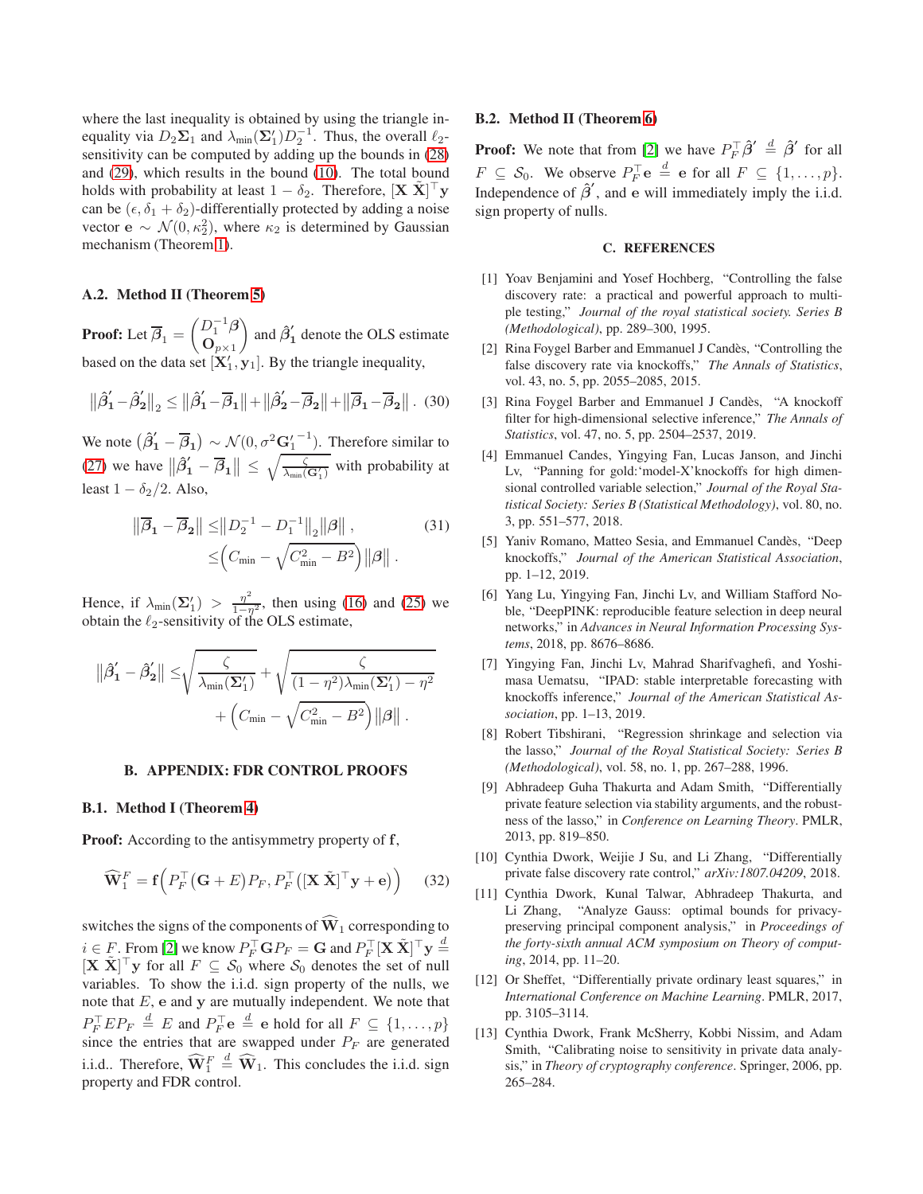where the last inequality is obtained by using the triangle inequality via $D_2\boldsymbol{\Sigma}_1$ and $\lambda_{\min}(\boldsymbol{\Sigma}_1')D_2^{-1}$. Thus, the overall $\ell_2$-sensitivity can be computed by adding up the bounds in (28) and (29), which results in the bound (10). The total bound holds with probability at least $1-\delta_2$. Therefore, $[\mathbf{X}\ \tilde{\mathbf{X}}]^\top \mathbf{y}$ can be $(\epsilon, \delta_1+\delta_2)$-differentially protected by adding a noise vector $\mathbf{e} \sim \mathcal{N}(0, \kappa_2^2)$, where $\kappa_2$ is determined by Gaussian mechanism (Theorem 1).

### A.2. Method II (Theorem 5)

**Proof:** Let $\overline{\boldsymbol{\beta}}_1 = \begin{pmatrix} D_1^{-1}\boldsymbol{\beta} \\ \mathbf{O}_{p\times 1}\end{pmatrix}$ and $\hat{\boldsymbol{\beta}}_1'$ denote the OLS estimate based on the data set $[\mathbf{X}_1', \mathbf{y}_1]$. By the triangle inequality,

$$\left\|\hat{\boldsymbol{\beta}}_1' - \hat{\boldsymbol{\beta}}_2'\right\|_2 \leq \left\|\hat{\boldsymbol{\beta}}_1' - \overline{\boldsymbol{\beta}}_1\right\| + \left\|\hat{\boldsymbol{\beta}}_2' - \overline{\boldsymbol{\beta}}_2\right\| + \left\|\overline{\boldsymbol{\beta}}_1 - \overline{\boldsymbol{\beta}}_2\right\|. \quad (30)$$

We note $\left(\hat{\boldsymbol{\beta}}_1' - \overline{\boldsymbol{\beta}}_1\right) \sim \mathcal{N}(0, \sigma^2 {\mathbf{G}_1'}^{-1})$. Therefore similar to (27) we have $\left\|\hat{\boldsymbol{\beta}}_1' - \overline{\boldsymbol{\beta}}_1\right\| \leq \sqrt{\frac{\zeta}{\lambda_{\min}(\mathbf{G}_1')}}$ with probability at least $1-\delta_2/2$. Also,

$$\begin{aligned}\left\|\overline{\boldsymbol{\beta}}_1 - \overline{\boldsymbol{\beta}}_2\right\| &\leq \left\|D_2^{-1} - D_1^{-1}\right\|_2 \left\|\boldsymbol{\beta}\right\|, \\ &\leq \left(C_{\min} - \sqrt{C_{\min}^2 - B^2}\right)\left\|\boldsymbol{\beta}\right\|. \end{aligned} \quad (31)$$

Hence, if $\lambda_{\min}(\boldsymbol{\Sigma}_1') > \frac{\eta^2}{1-\eta^2}$, then using (16) and (25) we obtain the $\ell_2$-sensitivity of the OLS estimate,

$$\begin{aligned}\left\|\hat{\boldsymbol{\beta}}_1' - \hat{\boldsymbol{\beta}}_2'\right\| \leq& \sqrt{\frac{\zeta}{\lambda_{\min}(\boldsymbol{\Sigma}_1')}} + \sqrt{\frac{\zeta}{(1-\eta^2)\lambda_{\min}(\boldsymbol{\Sigma}_1') - \eta^2}} \\ &+ \left(C_{\min} - \sqrt{C_{\min}^2 - B^2}\right)\left\|\boldsymbol{\beta}\right\|.\end{aligned}$$

## B. APPENDIX: FDR CONTROL PROOFS

### B.1. Method I (Theorem 4)

**Proof:** According to the antisymmetry property of $\mathbf{f}$,

$$\widehat{\mathbf{W}}_1^F = \mathbf{f}\Big(P_F^\top(\mathbf{G}+E)P_F,\ P_F^\top\left([\mathbf{X}\ \tilde{\mathbf{X}}]^\top\mathbf{y} + \mathbf{e}\right)\Big) \quad (32)$$

switches the signs of the components of $\widehat{\mathbf{W}}_1$ corresponding to $i \in F$. From [2] we know $P_F^\top \mathbf{G} P_F = \mathbf{G}$ and $P_F^\top [\mathbf{X}\ \tilde{\mathbf{X}}]^\top \mathbf{y} \stackrel{d}{=} [\mathbf{X}\ \tilde{\mathbf{X}}]^\top \mathbf{y}$ for all $F \subseteq \mathcal{S}_0$ where $\mathcal{S}_0$ denotes the set of null variables. To show the i.i.d. sign property of the nulls, we note that $E$, $\mathbf{e}$ and $\mathbf{y}$ are mutually independent. We note that $P_F^\top E P_F \stackrel{d}{=} E$ and $P_F^\top \mathbf{e} \stackrel{d}{=} \mathbf{e}$ hold for all $F \subseteq \{1,\ldots,p\}$ since the entries that are swapped under $P_F$ are generated i.i.d.. Therefore, $\widehat{\mathbf{W}}_1^F \stackrel{d}{=} \widehat{\mathbf{W}}_1$. This concludes the i.i.d. sign property and FDR control.

### B.2. Method II (Theorem 6)

**Proof:** We note that from [2] we have $P_F^\top \hat{\boldsymbol{\beta}}' \stackrel{d}{=} \hat{\boldsymbol{\beta}}'$ for all $F \subseteq \mathcal{S}_0$. We observe $P_F^\top \mathbf{e} \stackrel{d}{=} \mathbf{e}$ for all $F \subseteq \{1,\ldots,p\}$. Independence of $\hat{\boldsymbol{\beta}}'$, and $\mathbf{e}$ will immediately imply the i.i.d. sign property of nulls.

## C. REFERENCES

[1] Yoav Benjamini and Yosef Hochberg, "Controlling the false discovery rate: a practical and powerful approach to multiple testing," *Journal of the royal statistical society. Series B (Methodological)*, pp. 289–300, 1995.

[2] Rina Foygel Barber and Emmanuel J Candès, "Controlling the false discovery rate via knockoffs," *The Annals of Statistics*, vol. 43, no. 5, pp. 2055–2085, 2015.

[3] Rina Foygel Barber and Emmanuel J Candès, "A knockoff filter for high-dimensional selective inference," *The Annals of Statistics*, vol. 47, no. 5, pp. 2504–2537, 2019.

[4] Emmanuel Candes, Yingying Fan, Lucas Janson, and Jinchi Lv, "Panning for gold:'model-X'knockoffs for high dimensional controlled variable selection," *Journal of the Royal Statistical Society: Series B (Statistical Methodology)*, vol. 80, no. 3, pp. 551–577, 2018.

[5] Yaniv Romano, Matteo Sesia, and Emmanuel Candès, "Deep knockoffs," *Journal of the American Statistical Association*, pp. 1–12, 2019.

[6] Yang Lu, Yingying Fan, Jinchi Lv, and William Stafford Noble, "DeepPINK: reproducible feature selection in deep neural networks," in *Advances in Neural Information Processing Systems*, 2018, pp. 8676–8686.

[7] Yingying Fan, Jinchi Lv, Mahrad Sharifvaghefi, and Yoshimasa Uematsu, "IPAD: stable interpretable forecasting with knockoffs inference," *Journal of the American Statistical Association*, pp. 1–13, 2019.

[8] Robert Tibshirani, "Regression shrinkage and selection via the lasso," *Journal of the Royal Statistical Society: Series B (Methodological)*, vol. 58, no. 1, pp. 267–288, 1996.

[9] Abhradeep Guha Thakurta and Adam Smith, "Differentially private feature selection via stability arguments, and the robustness of the lasso," in *Conference on Learning Theory*. PMLR, 2013, pp. 819–850.

[10] Cynthia Dwork, Weijie J Su, and Li Zhang, "Differentially private false discovery rate control," *arXiv:1807.04209*, 2018.

[11] Cynthia Dwork, Kunal Talwar, Abhradeep Thakurta, and Li Zhang, "Analyze Gauss: optimal bounds for privacy-preserving principal component analysis," in *Proceedings of the forty-sixth annual ACM symposium on Theory of computing*, 2014, pp. 11–20.

[12] Or Sheffet, "Differentially private ordinary least squares," in *International Conference on Machine Learning*. PMLR, 2017, pp. 3105–3114.

[13] Cynthia Dwork, Frank McSherry, Kobbi Nissim, and Adam Smith, "Calibrating noise to sensitivity in private data analysis," in *Theory of cryptography conference*. Springer, 2006, pp. 265–284.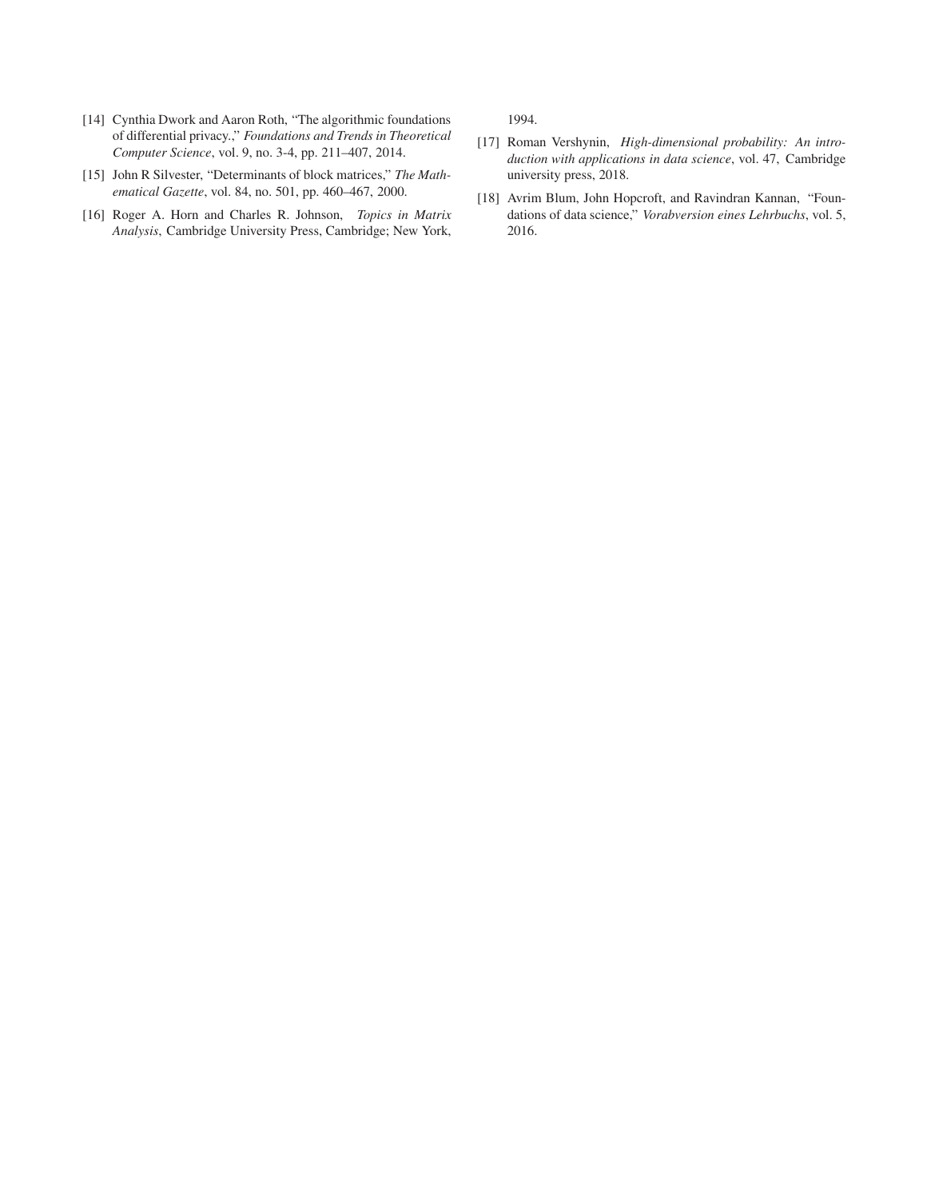[14] Cynthia Dwork and Aaron Roth, "The algorithmic foundations of differential privacy.," *Foundations and Trends in Theoretical Computer Science*, vol. 9, no. 3-4, pp. 211–407, 2014.

[15] John R Silvester, "Determinants of block matrices," *The Mathematical Gazette*, vol. 84, no. 501, pp. 460–467, 2000.

[16] Roger A. Horn and Charles R. Johnson, *Topics in Matrix Analysis*, Cambridge University Press, Cambridge; New York, 1994.

[17] Roman Vershynin, *High-dimensional probability: An introduction with applications in data science*, vol. 47, Cambridge university press, 2018.

[18] Avrim Blum, John Hopcroft, and Ravindran Kannan, "Foundations of data science," *Vorabversion eines Lehrbuchs*, vol. 5, 2016.